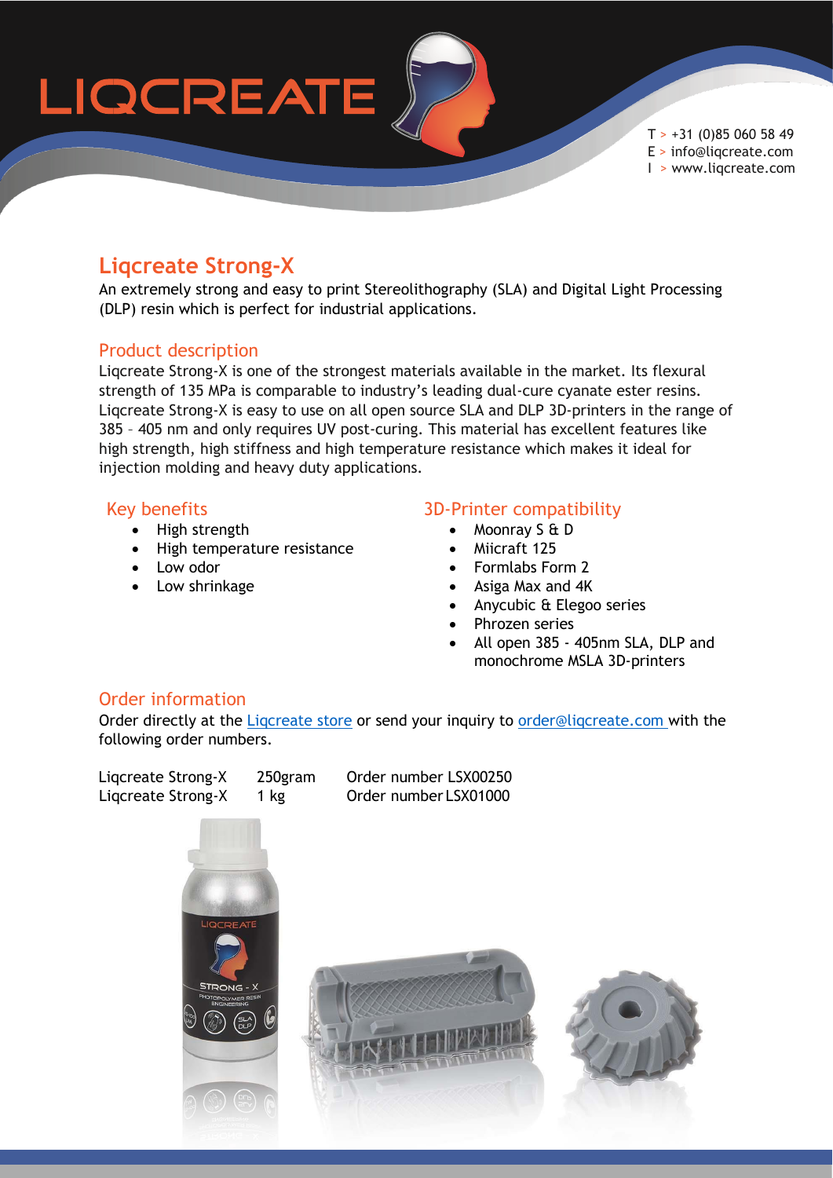LIQCREATE

T > +31 (0)85 060 58 49
E > info@liqcreate.com
I > www.liqcreate.com

# Liqcreate Strong-X

An extremely strong and easy to print Stereolithography (SLA) and Digital Light Processing (DLP) resin which is perfect for industrial applications.

## Product description

Liqcreate Strong-X is one of the strongest materials available in the market. Its flexural strength of 135 MPa is comparable to industry's leading dual-cure cyanate ester resins. Liqcreate Strong-X is easy to use on all open source SLA and DLP 3D-printers in the range of 385 – 405 nm and only requires UV post-curing. This material has excellent features like high strength, high stiffness and high temperature resistance which makes it ideal for injection molding and heavy duty applications.

## Key benefits

- High strength
- High temperature resistance
- Low odor
- Low shrinkage

## 3D-Printer compatibility

- Moonray S & D
- Miicraft 125
- Formlabs Form 2
- Asiga Max and 4K
- Anycubic & Elegoo series
- Phrozen series
- All open 385 - 405nm SLA, DLP and monochrome MSLA 3D-printers

## Order information

Order directly at the [Liqcreate store]() or send your inquiry to [order@liqcreate.com]() with the following order numbers.

| | | |
|---|---|---|
| Liqcreate Strong-X | 250gram | Order number LSX00250 |
| Liqcreate Strong-X | 1 kg | Order number LSX01000 |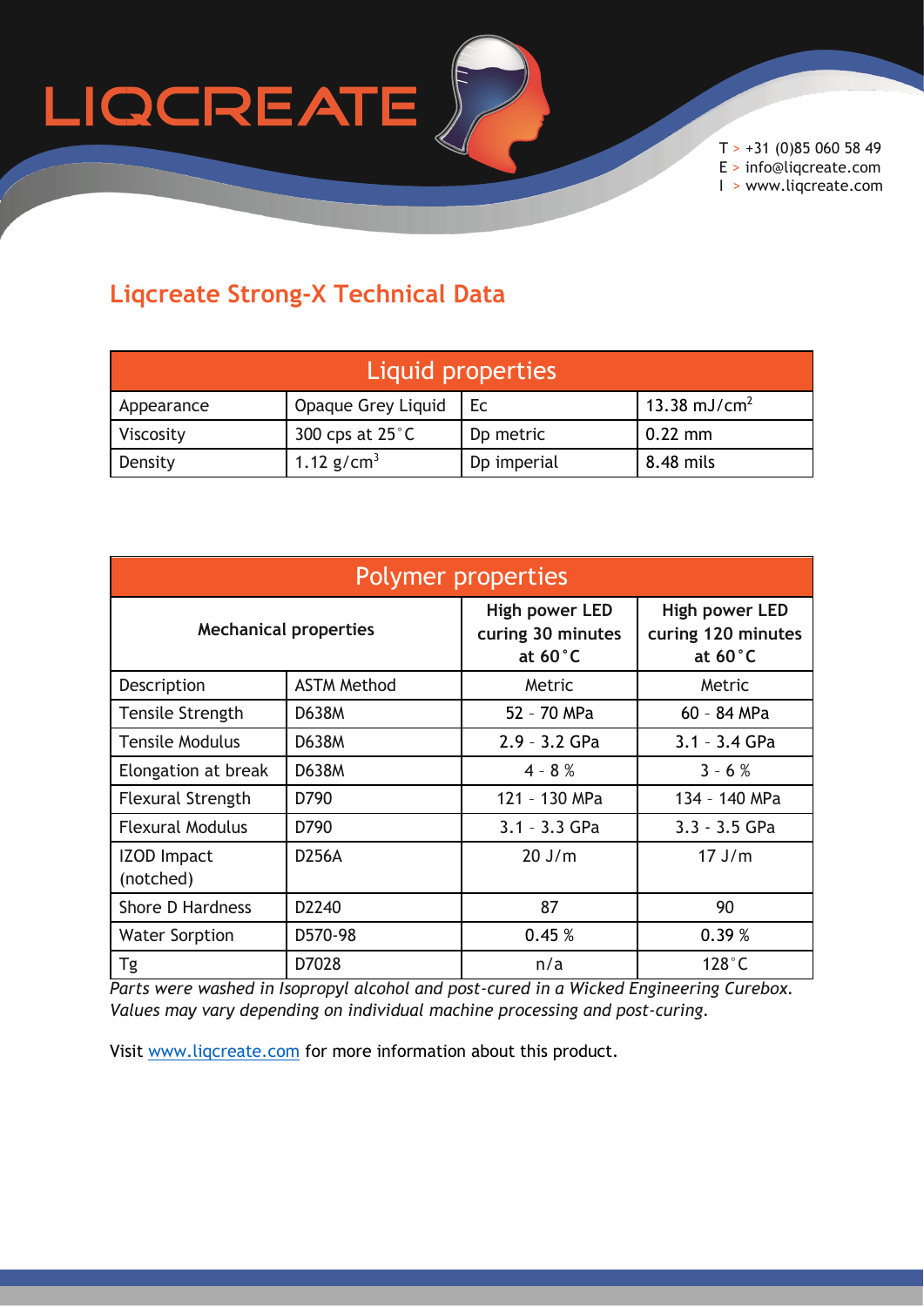# Liqcreate Strong-X Technical Data

| Liquid properties | | | |
|---|---|---|---|
| Appearance | Opaque Grey Liquid | Ec | 13.38 mJ/cm$^2$ |
| Viscosity | 300 cps at 25°C | Dp metric | 0.22 mm |
| Density | 1.12 g/cm$^3$ | Dp imperial | 8.48 mils |

| Polymer properties | | | |
|---|---|---|---|
| **Mechanical properties** | | **High power LED curing 30 minutes at 60°C** | **High power LED curing 120 minutes at 60°C** |
| Description | ASTM Method | Metric | Metric |
| Tensile Strength | D638M | 52 - 70 MPa | 60 - 84 MPa |
| Tensile Modulus | D638M | 2.9 - 3.2 GPa | 3.1 - 3.4 GPa |
| Elongation at break | D638M | 4 - 8 % | 3 - 6 % |
| Flexural Strength | D790 | 121 - 130 MPa | 134 - 140 MPa |
| Flexural Modulus | D790 | 3.1 - 3.3 GPa | 3.3 - 3.5 GPa |
| IZOD Impact (notched) | D256A | 20 J/m | 17 J/m |
| Shore D Hardness | D2240 | 87 | 90 |
| Water Sorption | D570-98 | 0.45 % | 0.39 % |
| Tg | D7028 | n/a | 128°C |

*Parts were washed in Isopropyl alcohol and post-cured in a Wicked Engineering Curebox. Values may vary depending on individual machine processing and post-curing.*

Visit www.liqcreate.com for more information about this product.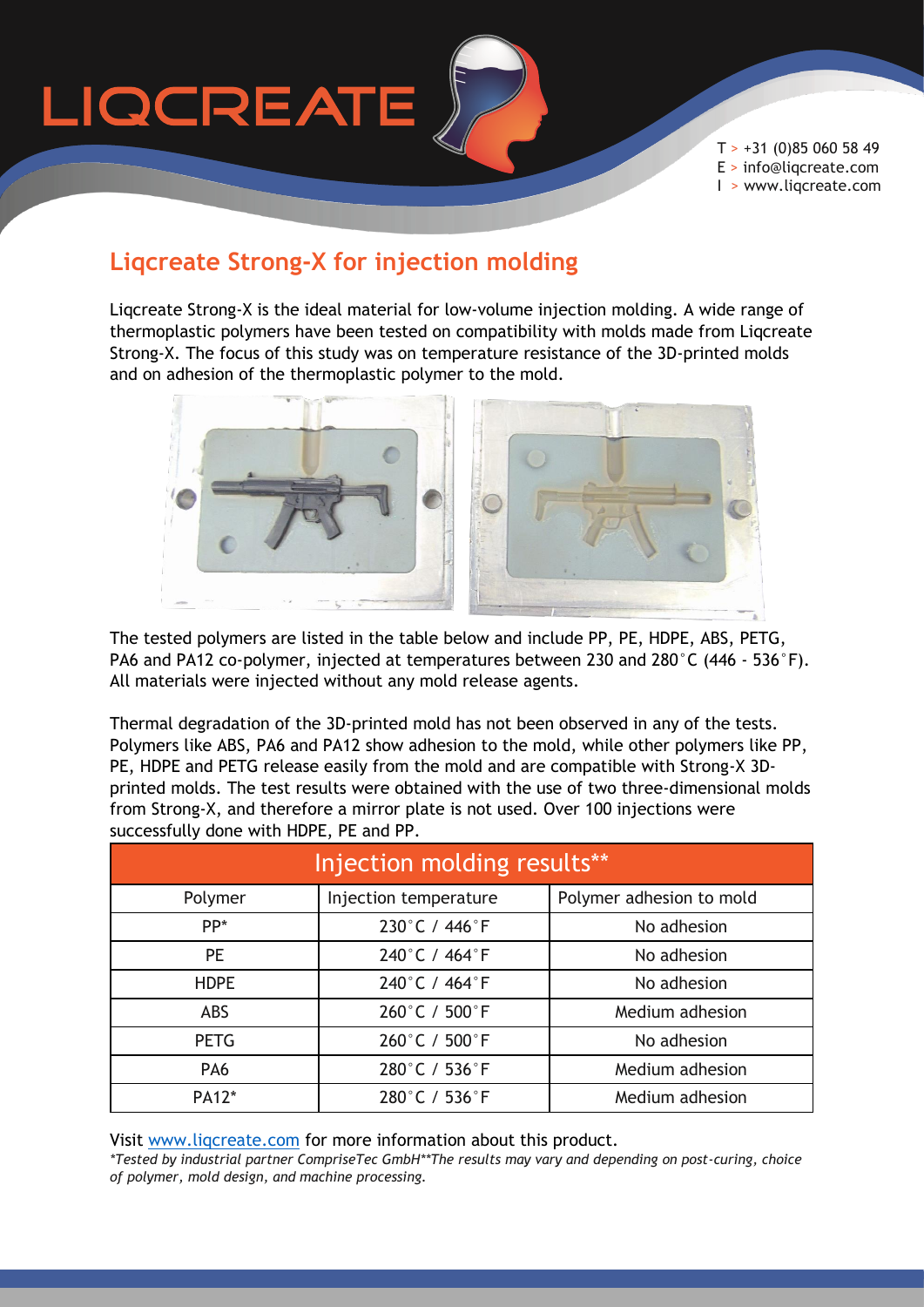## Liqcreate Strong-X for injection molding

Liqcreate Strong-X is the ideal material for low-volume injection molding. A wide range of thermoplastic polymers have been tested on compatibility with molds made from Liqcreate Strong-X. The focus of this study was on temperature resistance of the 3D-printed molds and on adhesion of the thermoplastic polymer to the mold.

The tested polymers are listed in the table below and include PP, PE, HDPE, ABS, PETG, PA6 and PA12 co-polymer, injected at temperatures between 230 and 280°C (446 - 536°F). All materials were injected without any mold release agents.

Thermal degradation of the 3D-printed mold has not been observed in any of the tests. Polymers like ABS, PA6 and PA12 show adhesion to the mold, while other polymers like PP, PE, HDPE and PETG release easily from the mold and are compatible with Strong-X 3D-printed molds. The test results were obtained with the use of two three-dimensional molds from Strong-X, and therefore a mirror plate is not used. Over 100 injections were successfully done with HDPE, PE and PP.

| Injection molding results** | | |
|---|---|---|
| Polymer | Injection temperature | Polymer adhesion to mold |
| PP* | 230°C / 446°F | No adhesion |
| PE | 240°C / 464°F | No adhesion |
| HDPE | 240°C / 464°F | No adhesion |
| ABS | 260°C / 500°F | Medium adhesion |
| PETG | 260°C / 500°F | No adhesion |
| PA6 | 280°C / 536°F | Medium adhesion |
| PA12* | 280°C / 536°F | Medium adhesion |

Visit www.liqcreate.com for more information about this product.

*\*Tested by industrial partner CompriseTec GmbH\*\*The results may vary and depending on post-curing, choice of polymer, mold design, and machine processing.*